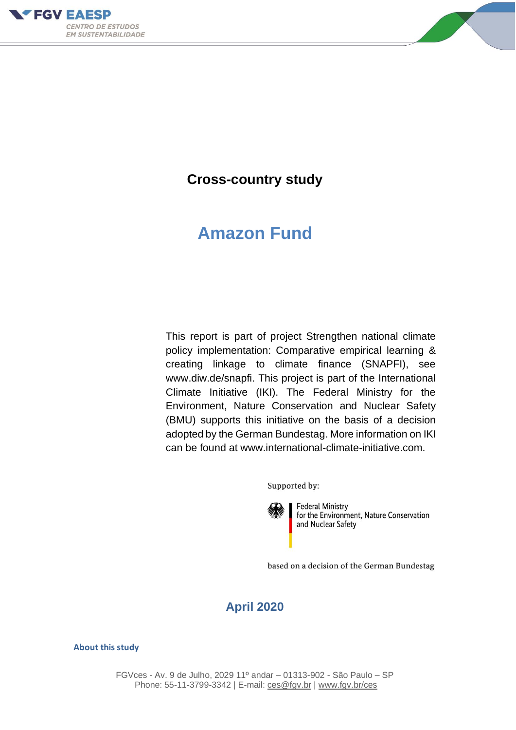FGV EAESP
CENTRO DE ESTUDOS EM SUSTENTABILIDADE

**Cross-country study**

# Amazon Fund

This report is part of project Strengthen national climate policy implementation: Comparative empirical learning & creating linkage to climate finance (SNAPFI), see www.diw.de/snapfi. This project is part of the International Climate Initiative (IKI). The Federal Ministry for the Environment, Nature Conservation and Nuclear Safety (BMU) supports this initiative on the basis of a decision adopted by the German Bundestag. More information on IKI can be found at www.international-climate-initiative.com.

Supported by:

Federal Ministry for the Environment, Nature Conservation and Nuclear Safety

based on a decision of the German Bundestag

**April 2020**

**About this study**

FGVces - Av. 9 de Julho, 2029 11º andar – 01313-902 - São Paulo – SP
Phone: 55-11-3799-3342 | E-mail: ces@fgv.br | www.fgv.br/ces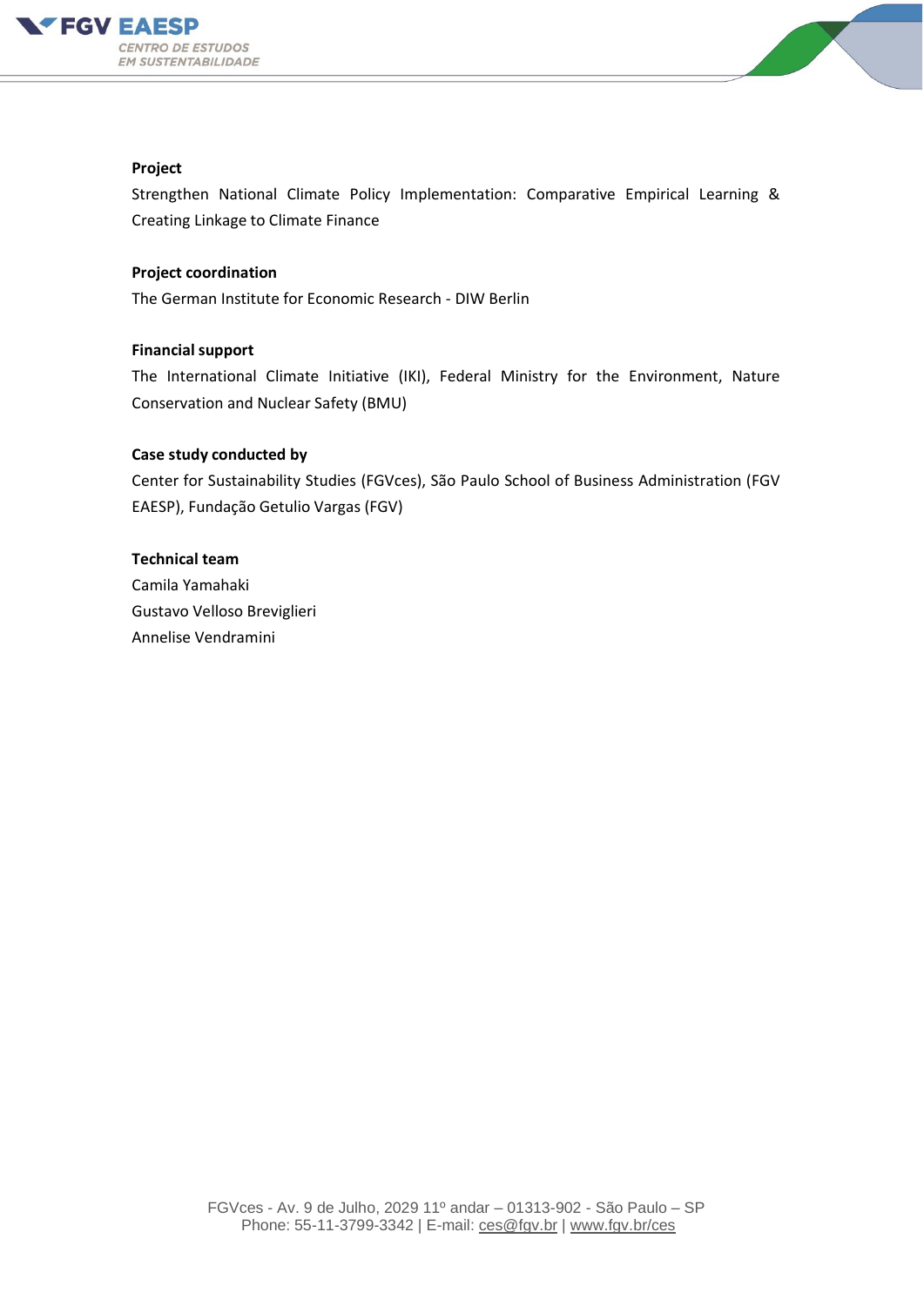**Project**

Strengthen National Climate Policy Implementation: Comparative Empirical Learning & Creating Linkage to Climate Finance

**Project coordination**

The German Institute for Economic Research - DIW Berlin

**Financial support**

The International Climate Initiative (IKI), Federal Ministry for the Environment, Nature Conservation and Nuclear Safety (BMU)

**Case study conducted by**

Center for Sustainability Studies (FGVces), São Paulo School of Business Administration (FGV EAESP), Fundação Getulio Vargas (FGV)

**Technical team**

Camila Yamahaki

Gustavo Velloso Breviglieri

Annelise Vendramini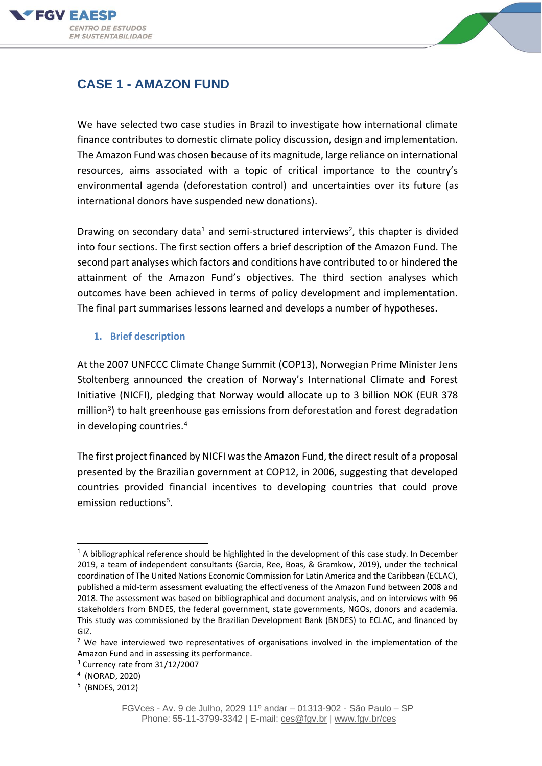# CASE 1 - AMAZON FUND

We have selected two case studies in Brazil to investigate how international climate finance contributes to domestic climate policy discussion, design and implementation. The Amazon Fund was chosen because of its magnitude, large reliance on international resources, aims associated with a topic of critical importance to the country's environmental agenda (deforestation control) and uncertainties over its future (as international donors have suspended new donations).

Drawing on secondary data[1] and semi-structured interviews[2], this chapter is divided into four sections. The first section offers a brief description of the Amazon Fund. The second part analyses which factors and conditions have contributed to or hindered the attainment of the Amazon Fund's objectives. The third section analyses which outcomes have been achieved in terms of policy development and implementation. The final part summarises lessons learned and develops a number of hypotheses.

## 1. Brief description

At the 2007 UNFCCC Climate Change Summit (COP13), Norwegian Prime Minister Jens Stoltenberg announced the creation of Norway's International Climate and Forest Initiative (NICFI), pledging that Norway would allocate up to 3 billion NOK (EUR 378 million[3]) to halt greenhouse gas emissions from deforestation and forest degradation in developing countries.[4]

The first project financed by NICFI was the Amazon Fund, the direct result of a proposal presented by the Brazilian government at COP12, in 2006, suggesting that developed countries provided financial incentives to developing countries that could prove emission reductions[5].

---

[1] A bibliographical reference should be highlighted in the development of this case study. In December 2019, a team of independent consultants (Garcia, Ree, Boas, & Gramkow, 2019), under the technical coordination of The United Nations Economic Commission for Latin America and the Caribbean (ECLAC), published a mid-term assessment evaluating the effectiveness of the Amazon Fund between 2008 and 2018. The assessment was based on bibliographical and document analysis, and on interviews with 96 stakeholders from BNDES, the federal government, state governments, NGOs, donors and academia. This study was commissioned by the Brazilian Development Bank (BNDES) to ECLAC, and financed by GIZ.

[2] We have interviewed two representatives of organisations involved in the implementation of the Amazon Fund and in assessing its performance.

[3] Currency rate from 31/12/2007

[4] (NORAD, 2020)

[5] (BNDES, 2012)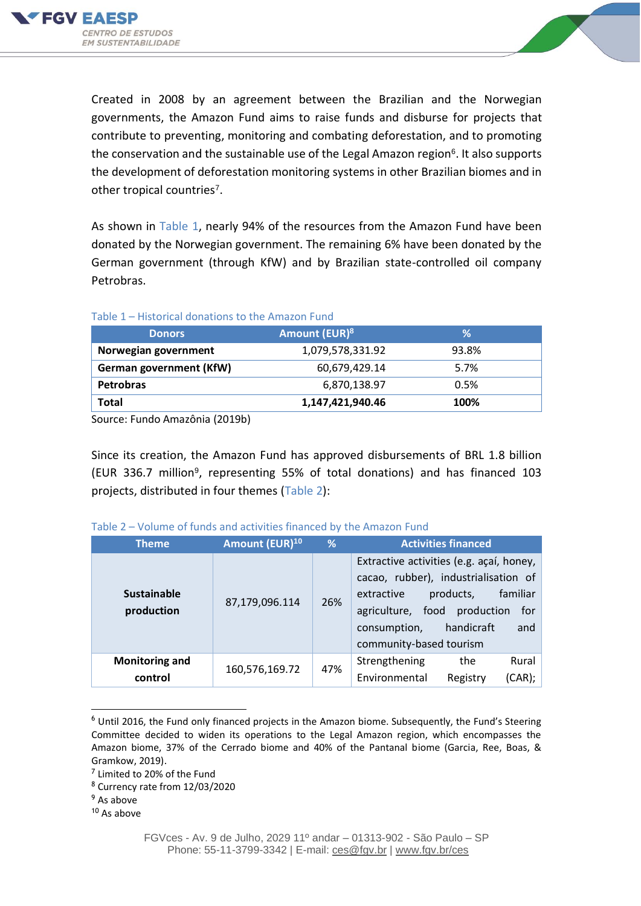Created in 2008 by an agreement between the Brazilian and the Norwegian governments, the Amazon Fund aims to raise funds and disburse for projects that contribute to preventing, monitoring and combating deforestation, and to promoting the conservation and the sustainable use of the Legal Amazon region[6]. It also supports the development of deforestation monitoring systems in other Brazilian biomes and in other tropical countries[7].

As shown in Table 1, nearly 94% of the resources from the Amazon Fund have been donated by the Norwegian government. The remaining 6% have been donated by the German government (through KfW) and by Brazilian state-controlled oil company Petrobras.

Table 1 – Historical donations to the Amazon Fund

| Donors | Amount (EUR)[8] | % |
|---|---|---|
| **Norwegian government** | 1,079,578,331.92 | 93.8% |
| **German government (KfW)** | 60,679,429.14 | 5.7% |
| **Petrobras** | 6,870,138.97 | 0.5% |
| **Total** | **1,147,421,940.46** | **100%** |

Source: Fundo Amazônia (2019b)

Since its creation, the Amazon Fund has approved disbursements of BRL 1.8 billion (EUR 336.7 million[9], representing 55% of total donations) and has financed 103 projects, distributed in four themes (Table 2):

Table 2 – Volume of funds and activities financed by the Amazon Fund

| Theme | Amount (EUR)[10] | % | Activities financed |
|---|---|---|---|
| **Sustainable production** | 87,179,096.114 | 26% | Extractive activities (e.g. açaí, honey, cacao, rubber), industrialisation of extractive products, familiar agriculture, food production for consumption, handicraft and community-based tourism |
| **Monitoring and control** | 160,576,169.72 | 47% | Strengthening the Rural Environmental Registry (CAR); |

[6] Until 2016, the Fund only financed projects in the Amazon biome. Subsequently, the Fund's Steering Committee decided to widen its operations to the Legal Amazon region, which encompasses the Amazon biome, 37% of the Cerrado biome and 40% of the Pantanal biome (Garcia, Ree, Boas, & Gramkow, 2019).

[7] Limited to 20% of the Fund

[8] Currency rate from 12/03/2020

[9] As above

[10] As above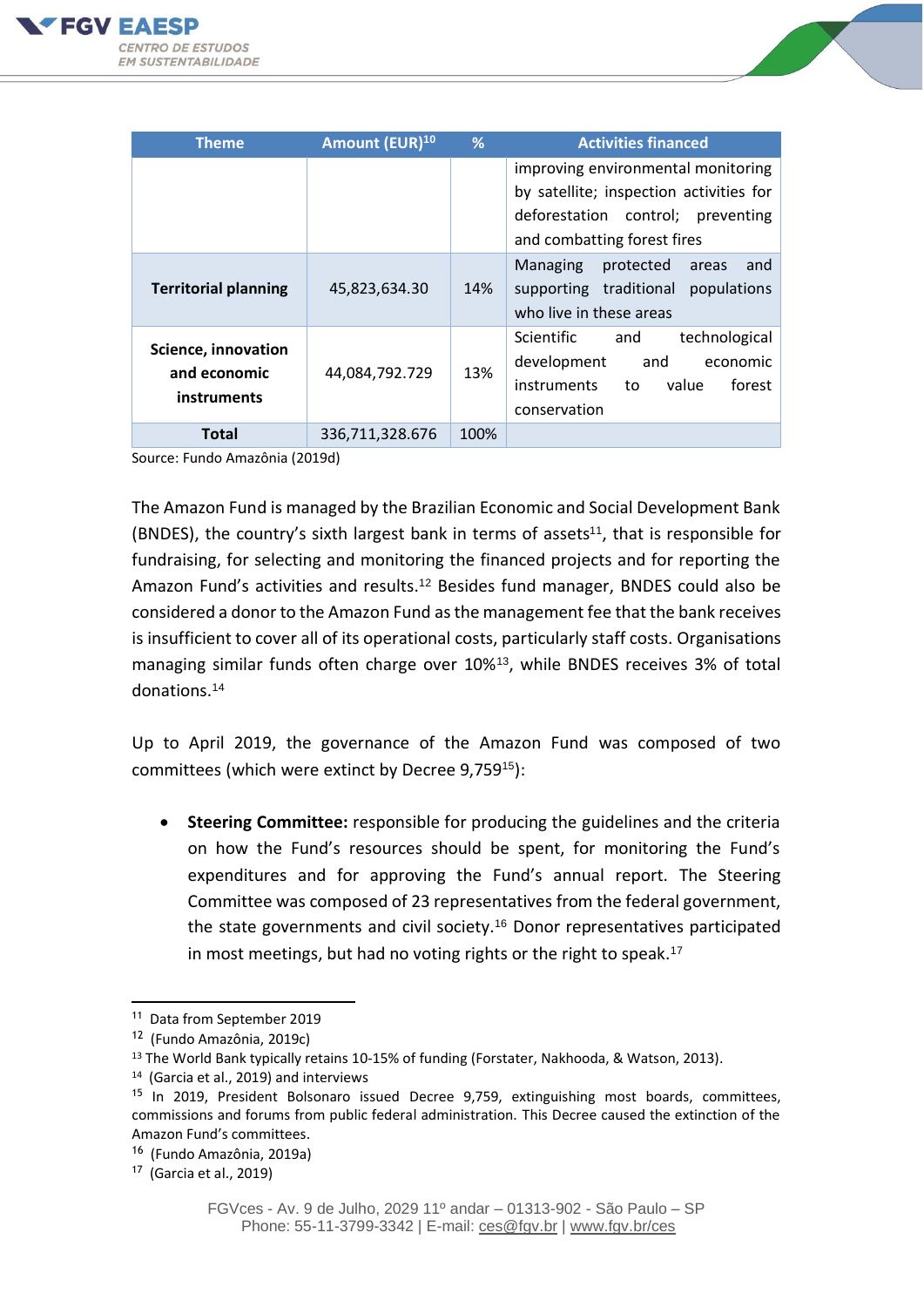| Theme | Amount (EUR)[10] | % | Activities financed |
|---|---|---|---|
| | | | improving environmental monitoring by satellite; inspection activities for deforestation control; preventing and combatting forest fires |
| **Territorial planning** | 45,823,634.30 | 14% | Managing protected areas and supporting traditional populations who live in these areas |
| **Science, innovation and economic instruments** | 44,084,792.729 | 13% | Scientific and technological development and economic instruments to value forest conservation |
| **Total** | 336,711,328.676 | 100% | |

Source: Fundo Amazônia (2019d)

The Amazon Fund is managed by the Brazilian Economic and Social Development Bank (BNDES), the country's sixth largest bank in terms of assets[11], that is responsible for fundraising, for selecting and monitoring the financed projects and for reporting the Amazon Fund's activities and results.[12] Besides fund manager, BNDES could also be considered a donor to the Amazon Fund as the management fee that the bank receives is insufficient to cover all of its operational costs, particularly staff costs. Organisations managing similar funds often charge over 10%[13], while BNDES receives 3% of total donations.[14]

Up to April 2019, the governance of the Amazon Fund was composed of two committees (which were extinct by Decree 9,759[15]):

- **Steering Committee:** responsible for producing the guidelines and the criteria on how the Fund's resources should be spent, for monitoring the Fund's expenditures and for approving the Fund's annual report. The Steering Committee was composed of 23 representatives from the federal government, the state governments and civil society.[16] Donor representatives participated in most meetings, but had no voting rights or the right to speak.[17]

---

[11] Data from September 2019

[12] (Fundo Amazônia, 2019c)

[13] The World Bank typically retains 10-15% of funding (Forstater, Nakhooda, & Watson, 2013).

[14] (Garcia et al., 2019) and interviews

[15] In 2019, President Bolsonaro issued Decree 9,759, extinguishing most boards, committees, commissions and forums from public federal administration. This Decree caused the extinction of the Amazon Fund's committees.

[16] (Fundo Amazônia, 2019a)

[17] (Garcia et al., 2019)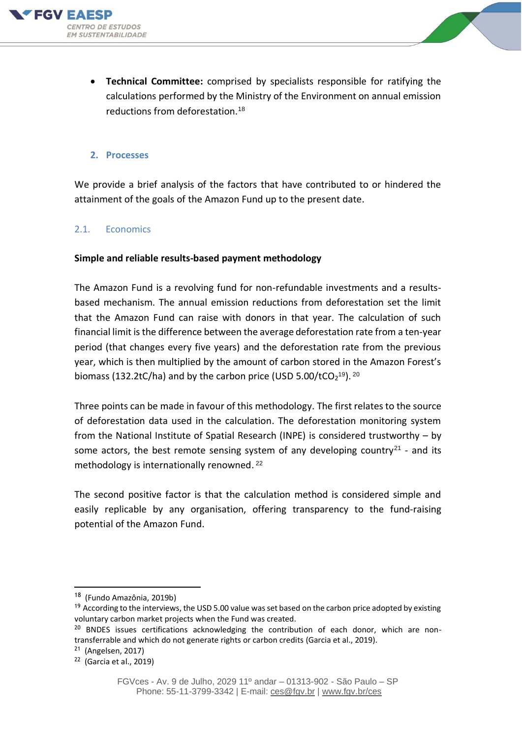- **Technical Committee:** comprised by specialists responsible for ratifying the calculations performed by the Ministry of the Environment on annual emission reductions from deforestation.[18]

## 2. Processes

We provide a brief analysis of the factors that have contributed to or hindered the attainment of the goals of the Amazon Fund up to the present date.

### 2.1. Economics

**Simple and reliable results-based payment methodology**

The Amazon Fund is a revolving fund for non-refundable investments and a results-based mechanism. The annual emission reductions from deforestation set the limit that the Amazon Fund can raise with donors in that year. The calculation of such financial limit is the difference between the average deforestation rate from a ten-year period (that changes every five years) and the deforestation rate from the previous year, which is then multiplied by the amount of carbon stored in the Amazon Forest's biomass (132.2tC/ha) and by the carbon price (USD 5.00/t$CO_2$[19]).[20]

Three points can be made in favour of this methodology. The first relates to the source of deforestation data used in the calculation. The deforestation monitoring system from the National Institute of Spatial Research (INPE) is considered trustworthy – by some actors, the best remote sensing system of any developing country[21] - and its methodology is internationally renowned.[22]

The second positive factor is that the calculation method is considered simple and easily replicable by any organisation, offering transparency to the fund-raising potential of the Amazon Fund.

---

[18] (Fundo Amazônia, 2019b)

[19] According to the interviews, the USD 5.00 value was set based on the carbon price adopted by existing voluntary carbon market projects when the Fund was created.

[20] BNDES issues certifications acknowledging the contribution of each donor, which are non-transferrable and which do not generate rights or carbon credits (Garcia et al., 2019).

[21] (Angelsen, 2017)

[22] (Garcia et al., 2019)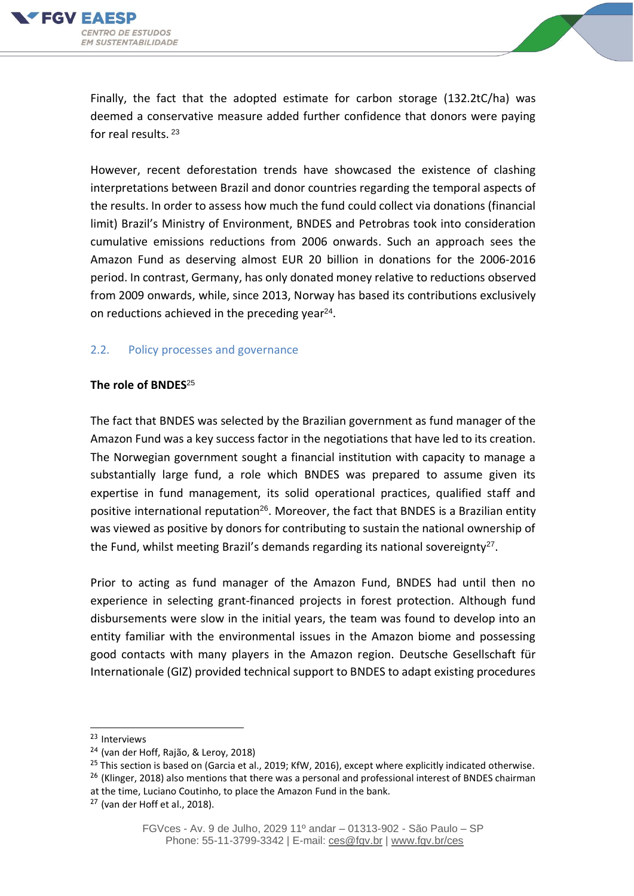Finally, the fact that the adopted estimate for carbon storage (132.2tC/ha) was deemed a conservative measure added further confidence that donors were paying for real results. [23]

However, recent deforestation trends have showcased the existence of clashing interpretations between Brazil and donor countries regarding the temporal aspects of the results. In order to assess how much the fund could collect via donations (financial limit) Brazil's Ministry of Environment, BNDES and Petrobras took into consideration cumulative emissions reductions from 2006 onwards. Such an approach sees the Amazon Fund as deserving almost EUR 20 billion in donations for the 2006-2016 period. In contrast, Germany, has only donated money relative to reductions observed from 2009 onwards, while, since 2013, Norway has based its contributions exclusively on reductions achieved in the preceding year[24].

### 2.2. Policy processes and governance

**The role of BNDES**[25]

The fact that BNDES was selected by the Brazilian government as fund manager of the Amazon Fund was a key success factor in the negotiations that have led to its creation. The Norwegian government sought a financial institution with capacity to manage a substantially large fund, a role which BNDES was prepared to assume given its expertise in fund management, its solid operational practices, qualified staff and positive international reputation[26]. Moreover, the fact that BNDES is a Brazilian entity was viewed as positive by donors for contributing to sustain the national ownership of the Fund, whilst meeting Brazil's demands regarding its national sovereignty[27].

Prior to acting as fund manager of the Amazon Fund, BNDES had until then no experience in selecting grant-financed projects in forest protection. Although fund disbursements were slow in the initial years, the team was found to develop into an entity familiar with the environmental issues in the Amazon biome and possessing good contacts with many players in the Amazon region. Deutsche Gesellschaft für Internationale (GIZ) provided technical support to BNDES to adapt existing procedures

---

[23] Interviews

[24] (van der Hoff, Rajão, & Leroy, 2018)

[25] This section is based on (Garcia et al., 2019; KfW, 2016), except where explicitly indicated otherwise.

[26] (Klinger, 2018) also mentions that there was a personal and professional interest of BNDES chairman at the time, Luciano Coutinho, to place the Amazon Fund in the bank.

[27] (van der Hoff et al., 2018).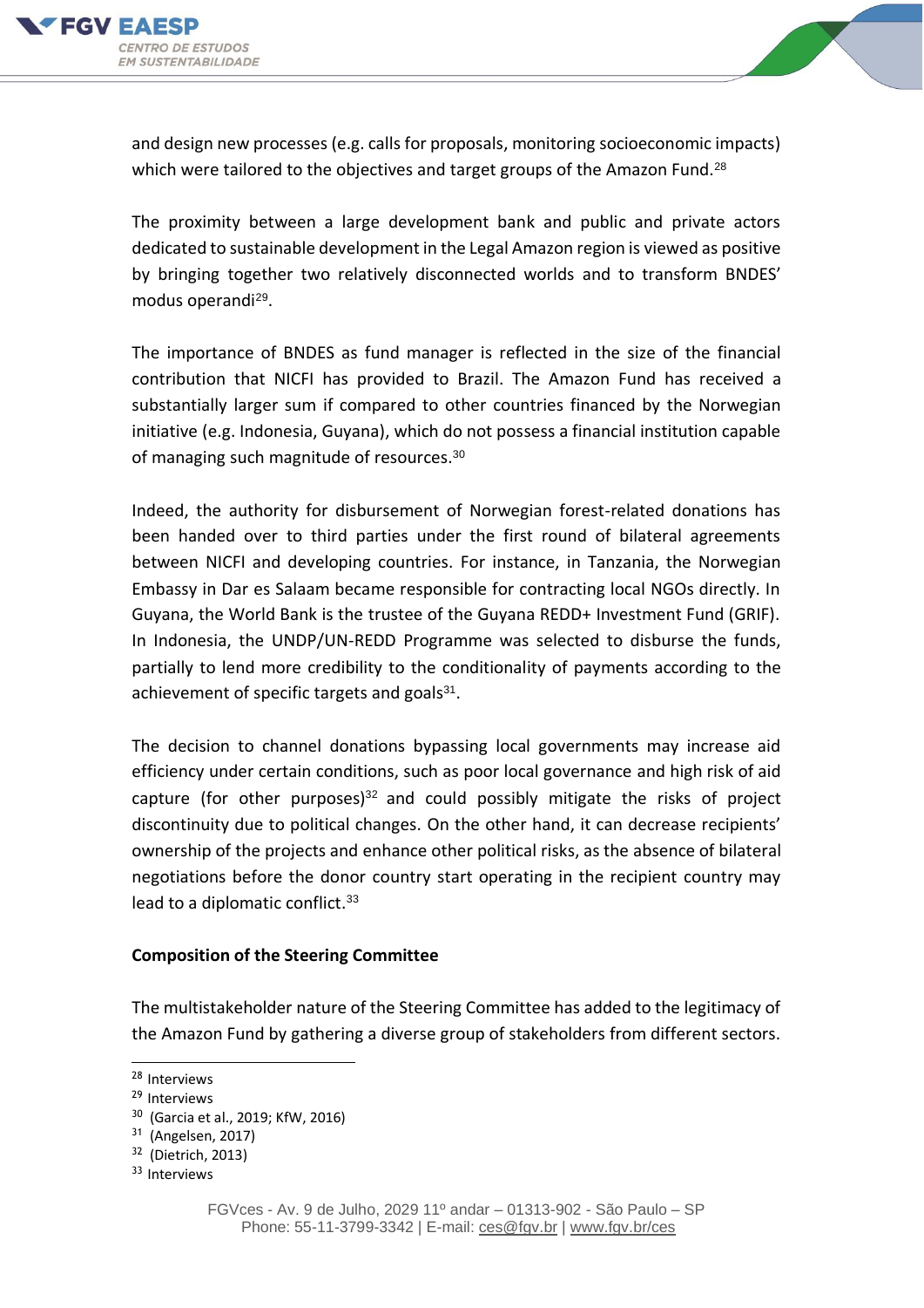and design new processes (e.g. calls for proposals, monitoring socioeconomic impacts) which were tailored to the objectives and target groups of the Amazon Fund.[28]

The proximity between a large development bank and public and private actors dedicated to sustainable development in the Legal Amazon region is viewed as positive by bringing together two relatively disconnected worlds and to transform BNDES' modus operandi[29].

The importance of BNDES as fund manager is reflected in the size of the financial contribution that NICFI has provided to Brazil. The Amazon Fund has received a substantially larger sum if compared to other countries financed by the Norwegian initiative (e.g. Indonesia, Guyana), which do not possess a financial institution capable of managing such magnitude of resources.[30]

Indeed, the authority for disbursement of Norwegian forest-related donations has been handed over to third parties under the first round of bilateral agreements between NICFI and developing countries. For instance, in Tanzania, the Norwegian Embassy in Dar es Salaam became responsible for contracting local NGOs directly. In Guyana, the World Bank is the trustee of the Guyana REDD+ Investment Fund (GRIF). In Indonesia, the UNDP/UN-REDD Programme was selected to disburse the funds, partially to lend more credibility to the conditionality of payments according to the achievement of specific targets and goals[31].

The decision to channel donations bypassing local governments may increase aid efficiency under certain conditions, such as poor local governance and high risk of aid capture (for other purposes)[32] and could possibly mitigate the risks of project discontinuity due to political changes. On the other hand, it can decrease recipients' ownership of the projects and enhance other political risks, as the absence of bilateral negotiations before the donor country start operating in the recipient country may lead to a diplomatic conflict.[33]

**Composition of the Steering Committee**

The multistakeholder nature of the Steering Committee has added to the legitimacy of the Amazon Fund by gathering a diverse group of stakeholders from different sectors.

[28] Interviews
[29] Interviews
[30] (Garcia et al., 2019; KfW, 2016)
[31] (Angelsen, 2017)
[32] (Dietrich, 2013)
[33] Interviews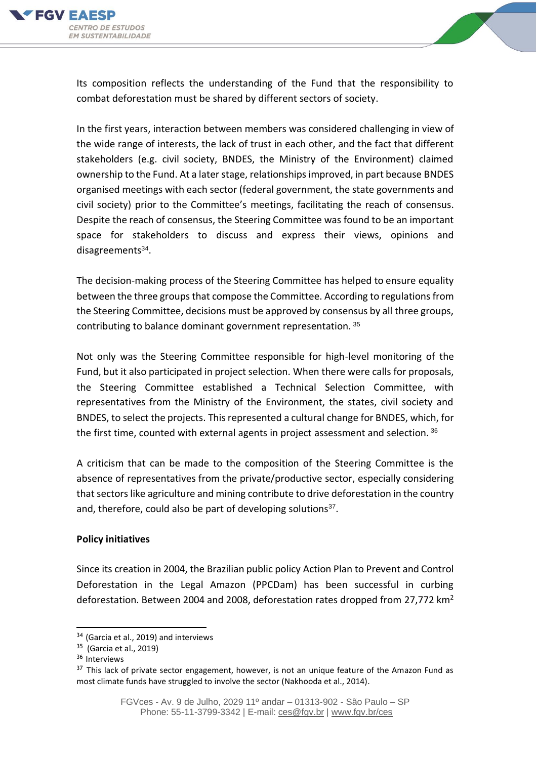Its composition reflects the understanding of the Fund that the responsibility to combat deforestation must be shared by different sectors of society.

In the first years, interaction between members was considered challenging in view of the wide range of interests, the lack of trust in each other, and the fact that different stakeholders (e.g. civil society, BNDES, the Ministry of the Environment) claimed ownership to the Fund. At a later stage, relationships improved, in part because BNDES organised meetings with each sector (federal government, the state governments and civil society) prior to the Committee's meetings, facilitating the reach of consensus. Despite the reach of consensus, the Steering Committee was found to be an important space for stakeholders to discuss and express their views, opinions and disagreements[34].

The decision-making process of the Steering Committee has helped to ensure equality between the three groups that compose the Committee. According to regulations from the Steering Committee, decisions must be approved by consensus by all three groups, contributing to balance dominant government representation. [35]

Not only was the Steering Committee responsible for high-level monitoring of the Fund, but it also participated in project selection. When there were calls for proposals, the Steering Committee established a Technical Selection Committee, with representatives from the Ministry of the Environment, the states, civil society and BNDES, to select the projects. This represented a cultural change for BNDES, which, for the first time, counted with external agents in project assessment and selection. [36]

A criticism that can be made to the composition of the Steering Committee is the absence of representatives from the private/productive sector, especially considering that sectors like agriculture and mining contribute to drive deforestation in the country and, therefore, could also be part of developing solutions[37].

**Policy initiatives**

Since its creation in 2004, the Brazilian public policy Action Plan to Prevent and Control Deforestation in the Legal Amazon (PPCDam) has been successful in curbing deforestation. Between 2004 and 2008, deforestation rates dropped from 27,772 km²

---

[34] (Garcia et al., 2019) and interviews

[35] (Garcia et al., 2019)

[36] Interviews

[37] This lack of private sector engagement, however, is not an unique feature of the Amazon Fund as most climate funds have struggled to involve the sector (Nakhooda et al., 2014).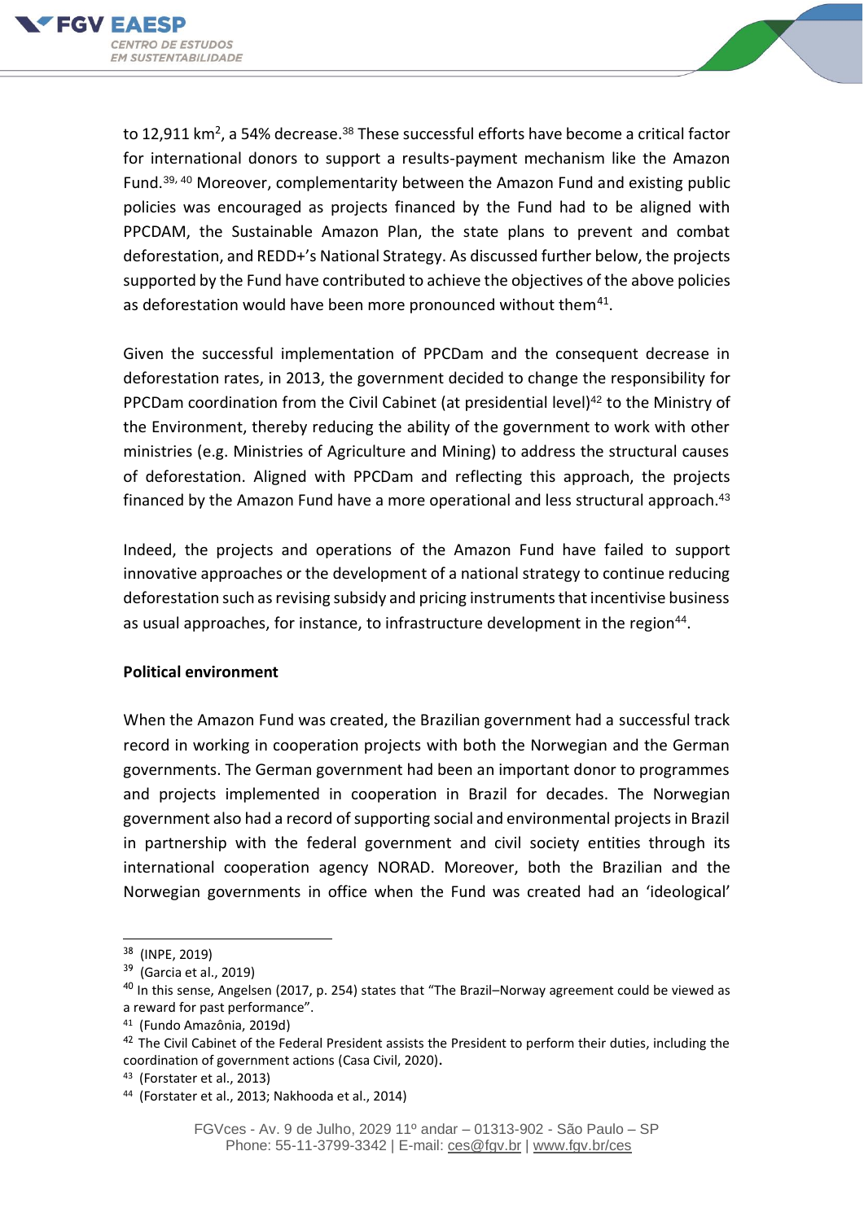to 12,911 km$^2$, a 54% decrease.[38] These successful efforts have become a critical factor for international donors to support a results-payment mechanism like the Amazon Fund.[39, 40] Moreover, complementarity between the Amazon Fund and existing public policies was encouraged as projects financed by the Fund had to be aligned with PPCDAM, the Sustainable Amazon Plan, the state plans to prevent and combat deforestation, and REDD+'s National Strategy. As discussed further below, the projects supported by the Fund have contributed to achieve the objectives of the above policies as deforestation would have been more pronounced without them[41].

Given the successful implementation of PPCDam and the consequent decrease in deforestation rates, in 2013, the government decided to change the responsibility for PPCDam coordination from the Civil Cabinet (at presidential level)[42] to the Ministry of the Environment, thereby reducing the ability of the government to work with other ministries (e.g. Ministries of Agriculture and Mining) to address the structural causes of deforestation. Aligned with PPCDam and reflecting this approach, the projects financed by the Amazon Fund have a more operational and less structural approach.[43]

Indeed, the projects and operations of the Amazon Fund have failed to support innovative approaches or the development of a national strategy to continue reducing deforestation such as revising subsidy and pricing instruments that incentivise business as usual approaches, for instance, to infrastructure development in the region[44].

**Political environment**

When the Amazon Fund was created, the Brazilian government had a successful track record in working in cooperation projects with both the Norwegian and the German governments. The German government had been an important donor to programmes and projects implemented in cooperation in Brazil for decades. The Norwegian government also had a record of supporting social and environmental projects in Brazil in partnership with the federal government and civil society entities through its international cooperation agency NORAD. Moreover, both the Brazilian and the Norwegian governments in office when the Fund was created had an 'ideological'

---

[38] (INPE, 2019)

[39] (Garcia et al., 2019)

[40] In this sense, Angelsen (2017, p. 254) states that "The Brazil–Norway agreement could be viewed as a reward for past performance".

[41] (Fundo Amazônia, 2019d)

[42] The Civil Cabinet of the Federal President assists the President to perform their duties, including the coordination of government actions (Casa Civil, 2020).

[43] (Forstater et al., 2013)

[44] (Forstater et al., 2013; Nakhooda et al., 2014)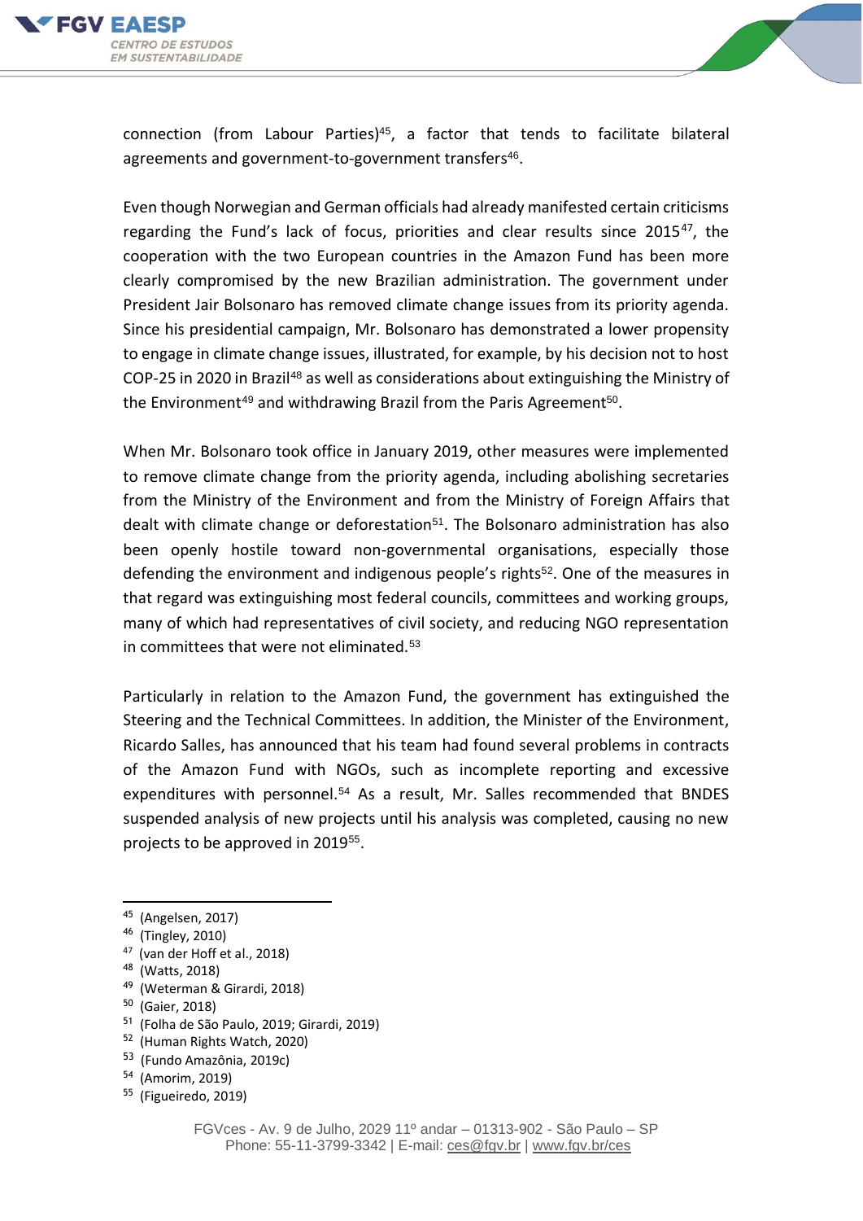connection (from Labour Parties)[45], a factor that tends to facilitate bilateral agreements and government-to-government transfers[46].

Even though Norwegian and German officials had already manifested certain criticisms regarding the Fund's lack of focus, priorities and clear results since 2015[47], the cooperation with the two European countries in the Amazon Fund has been more clearly compromised by the new Brazilian administration. The government under President Jair Bolsonaro has removed climate change issues from its priority agenda. Since his presidential campaign, Mr. Bolsonaro has demonstrated a lower propensity to engage in climate change issues, illustrated, for example, by his decision not to host COP-25 in 2020 in Brazil[48] as well as considerations about extinguishing the Ministry of the Environment[49] and withdrawing Brazil from the Paris Agreement[50].

When Mr. Bolsonaro took office in January 2019, other measures were implemented to remove climate change from the priority agenda, including abolishing secretaries from the Ministry of the Environment and from the Ministry of Foreign Affairs that dealt with climate change or deforestation[51]. The Bolsonaro administration has also been openly hostile toward non-governmental organisations, especially those defending the environment and indigenous people's rights[52]. One of the measures in that regard was extinguishing most federal councils, committees and working groups, many of which had representatives of civil society, and reducing NGO representation in committees that were not eliminated.[53]

Particularly in relation to the Amazon Fund, the government has extinguished the Steering and the Technical Committees. In addition, the Minister of the Environment, Ricardo Salles, has announced that his team had found several problems in contracts of the Amazon Fund with NGOs, such as incomplete reporting and excessive expenditures with personnel.[54] As a result, Mr. Salles recommended that BNDES suspended analysis of new projects until his analysis was completed, causing no new projects to be approved in 2019[55].

---

[45] (Angelsen, 2017)
[46] (Tingley, 2010)
[47] (van der Hoff et al., 2018)
[48] (Watts, 2018)
[49] (Weterman & Girardi, 2018)
[50] (Gaier, 2018)
[51] (Folha de São Paulo, 2019; Girardi, 2019)
[52] (Human Rights Watch, 2020)
[53] (Fundo Amazônia, 2019c)
[54] (Amorim, 2019)
[55] (Figueiredo, 2019)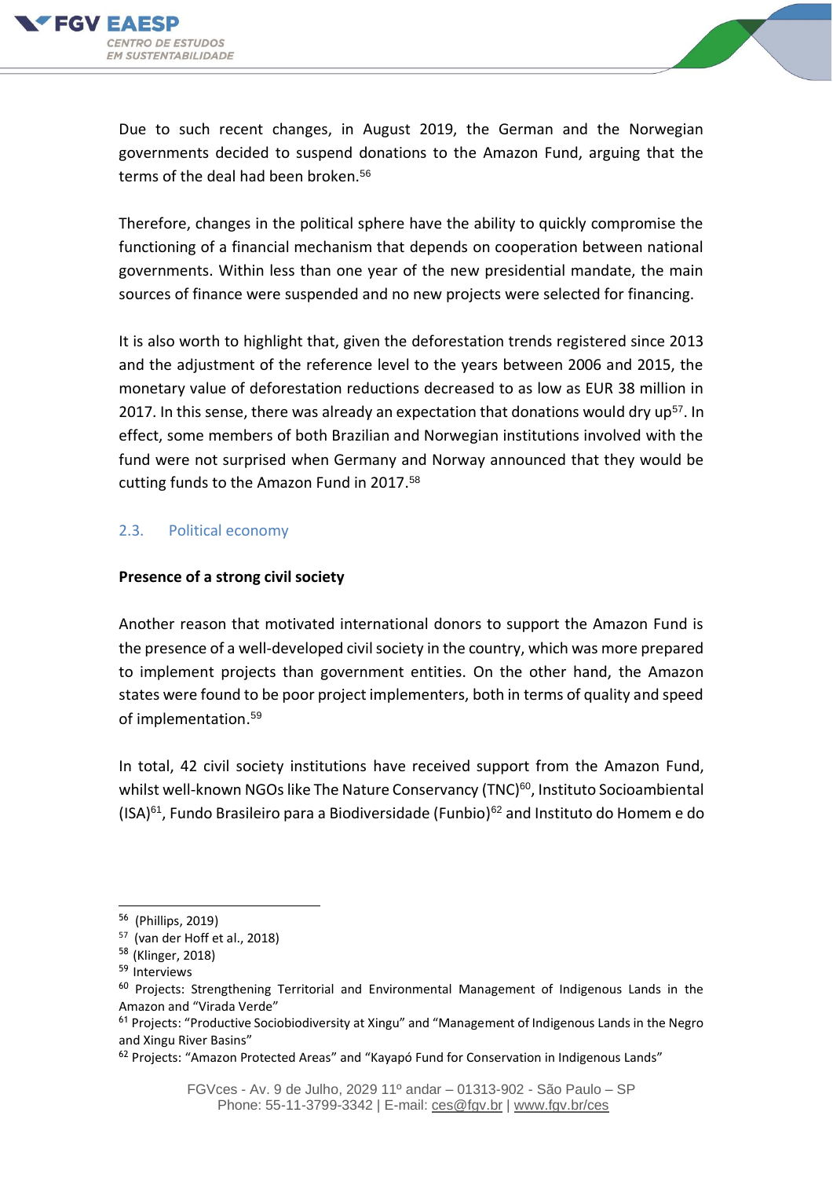Due to such recent changes, in August 2019, the German and the Norwegian governments decided to suspend donations to the Amazon Fund, arguing that the terms of the deal had been broken.[56]

Therefore, changes in the political sphere have the ability to quickly compromise the functioning of a financial mechanism that depends on cooperation between national governments. Within less than one year of the new presidential mandate, the main sources of finance were suspended and no new projects were selected for financing.

It is also worth to highlight that, given the deforestation trends registered since 2013 and the adjustment of the reference level to the years between 2006 and 2015, the monetary value of deforestation reductions decreased to as low as EUR 38 million in 2017. In this sense, there was already an expectation that donations would dry up[57]. In effect, some members of both Brazilian and Norwegian institutions involved with the fund were not surprised when Germany and Norway announced that they would be cutting funds to the Amazon Fund in 2017.[58]

## 2.3. Political economy

**Presence of a strong civil society**

Another reason that motivated international donors to support the Amazon Fund is the presence of a well-developed civil society in the country, which was more prepared to implement projects than government entities. On the other hand, the Amazon states were found to be poor project implementers, both in terms of quality and speed of implementation.[59]

In total, 42 civil society institutions have received support from the Amazon Fund, whilst well-known NGOs like The Nature Conservancy (TNC)[60], Instituto Socioambiental (ISA)[61], Fundo Brasileiro para a Biodiversidade (Funbio)[62] and Instituto do Homem e do

---

[56] (Phillips, 2019)

[57] (van der Hoff et al., 2018)

[58] (Klinger, 2018)

[59] Interviews

[60] Projects: Strengthening Territorial and Environmental Management of Indigenous Lands in the Amazon and "Virada Verde"

[61] Projects: "Productive Sociobiodiversity at Xingu" and "Management of Indigenous Lands in the Negro and Xingu River Basins"

[62] Projects: "Amazon Protected Areas" and "Kayapó Fund for Conservation in Indigenous Lands"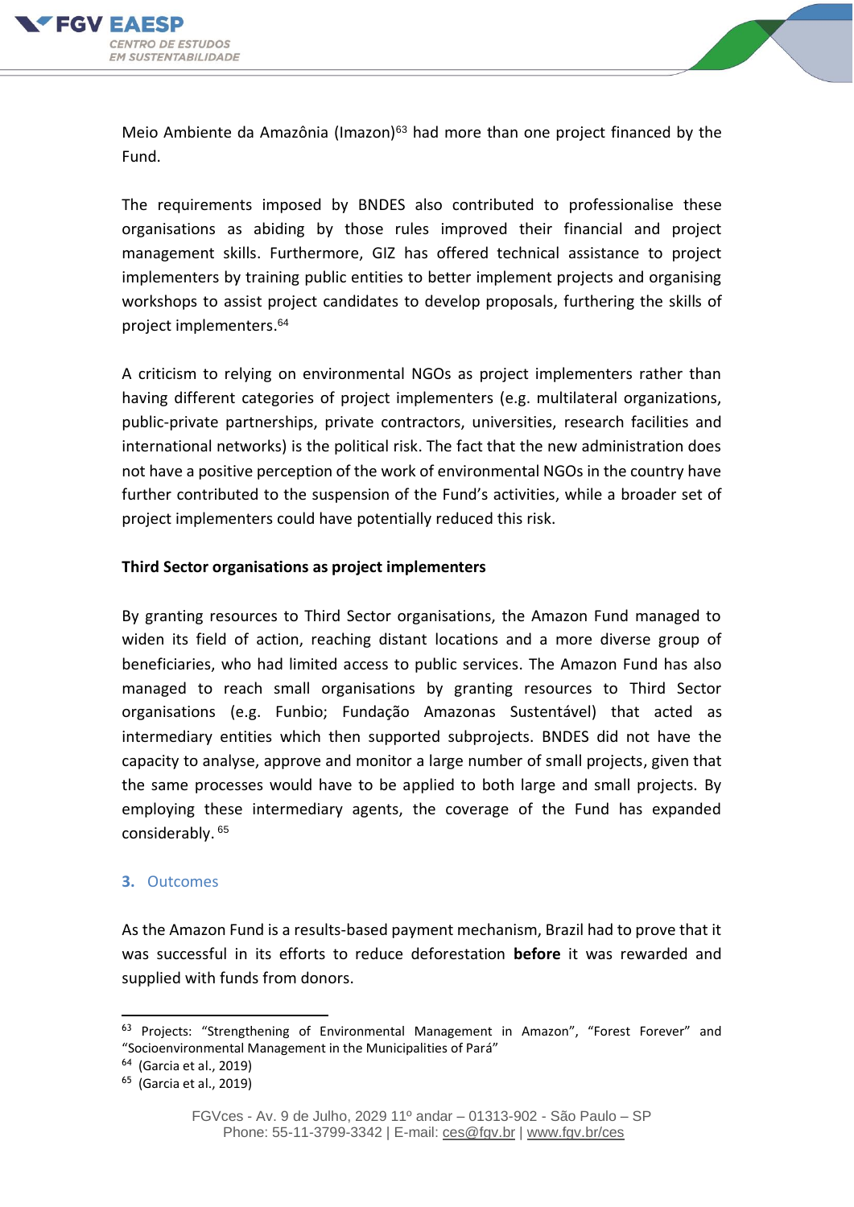Meio Ambiente da Amazônia (Imazon)[63] had more than one project financed by the Fund.

The requirements imposed by BNDES also contributed to professionalise these organisations as abiding by those rules improved their financial and project management skills. Furthermore, GIZ has offered technical assistance to project implementers by training public entities to better implement projects and organising workshops to assist project candidates to develop proposals, furthering the skills of project implementers.[64]

A criticism to relying on environmental NGOs as project implementers rather than having different categories of project implementers (e.g. multilateral organizations, public-private partnerships, private contractors, universities, research facilities and international networks) is the political risk. The fact that the new administration does not have a positive perception of the work of environmental NGOs in the country have further contributed to the suspension of the Fund's activities, while a broader set of project implementers could have potentially reduced this risk.

**Third Sector organisations as project implementers**

By granting resources to Third Sector organisations, the Amazon Fund managed to widen its field of action, reaching distant locations and a more diverse group of beneficiaries, who had limited access to public services. The Amazon Fund has also managed to reach small organisations by granting resources to Third Sector organisations (e.g. Funbio; Fundação Amazonas Sustentável) that acted as intermediary entities which then supported subprojects. BNDES did not have the capacity to analyse, approve and monitor a large number of small projects, given that the same processes would have to be applied to both large and small projects. By employing these intermediary agents, the coverage of the Fund has expanded considerably.[65]

## 3. Outcomes

As the Amazon Fund is a results-based payment mechanism, Brazil had to prove that it was successful in its efforts to reduce deforestation **before** it was rewarded and supplied with funds from donors.

---

[63] Projects: "Strengthening of Environmental Management in Amazon", "Forest Forever" and "Socioenvironmental Management in the Municipalities of Pará"

[64] (Garcia et al., 2019)

[65] (Garcia et al., 2019)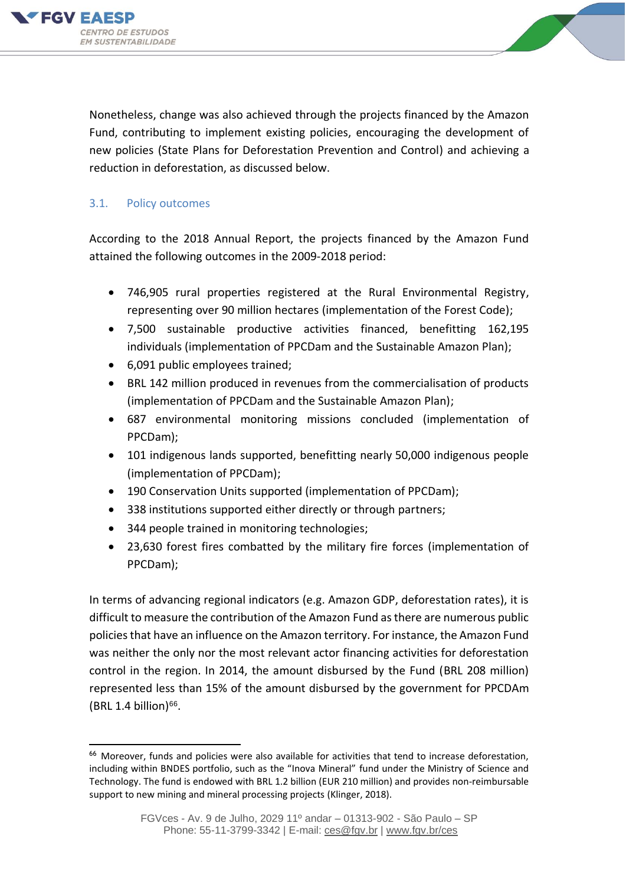Nonetheless, change was also achieved through the projects financed by the Amazon Fund, contributing to implement existing policies, encouraging the development of new policies (State Plans for Deforestation Prevention and Control) and achieving a reduction in deforestation, as discussed below.

### 3.1. Policy outcomes

According to the 2018 Annual Report, the projects financed by the Amazon Fund attained the following outcomes in the 2009-2018 period:

- 746,905 rural properties registered at the Rural Environmental Registry, representing over 90 million hectares (implementation of the Forest Code);
- 7,500 sustainable productive activities financed, benefitting 162,195 individuals (implementation of PPCDam and the Sustainable Amazon Plan);
- 6,091 public employees trained;
- BRL 142 million produced in revenues from the commercialisation of products (implementation of PPCDam and the Sustainable Amazon Plan);
- 687 environmental monitoring missions concluded (implementation of PPCDam);
- 101 indigenous lands supported, benefitting nearly 50,000 indigenous people (implementation of PPCDam);
- 190 Conservation Units supported (implementation of PPCDam);
- 338 institutions supported either directly or through partners;
- 344 people trained in monitoring technologies;
- 23,630 forest fires combatted by the military fire forces (implementation of PPCDam);

In terms of advancing regional indicators (e.g. Amazon GDP, deforestation rates), it is difficult to measure the contribution of the Amazon Fund as there are numerous public policies that have an influence on the Amazon territory. For instance, the Amazon Fund was neither the only nor the most relevant actor financing activities for deforestation control in the region. In 2014, the amount disbursed by the Fund (BRL 208 million) represented less than 15% of the amount disbursed by the government for PPCDAm (BRL 1.4 billion)[66].

[66] Moreover, funds and policies were also available for activities that tend to increase deforestation, including within BNDES portfolio, such as the "Inova Mineral" fund under the Ministry of Science and Technology. The fund is endowed with BRL 1.2 billion (EUR 210 million) and provides non-reimbursable support to new mining and mineral processing projects (Klinger, 2018).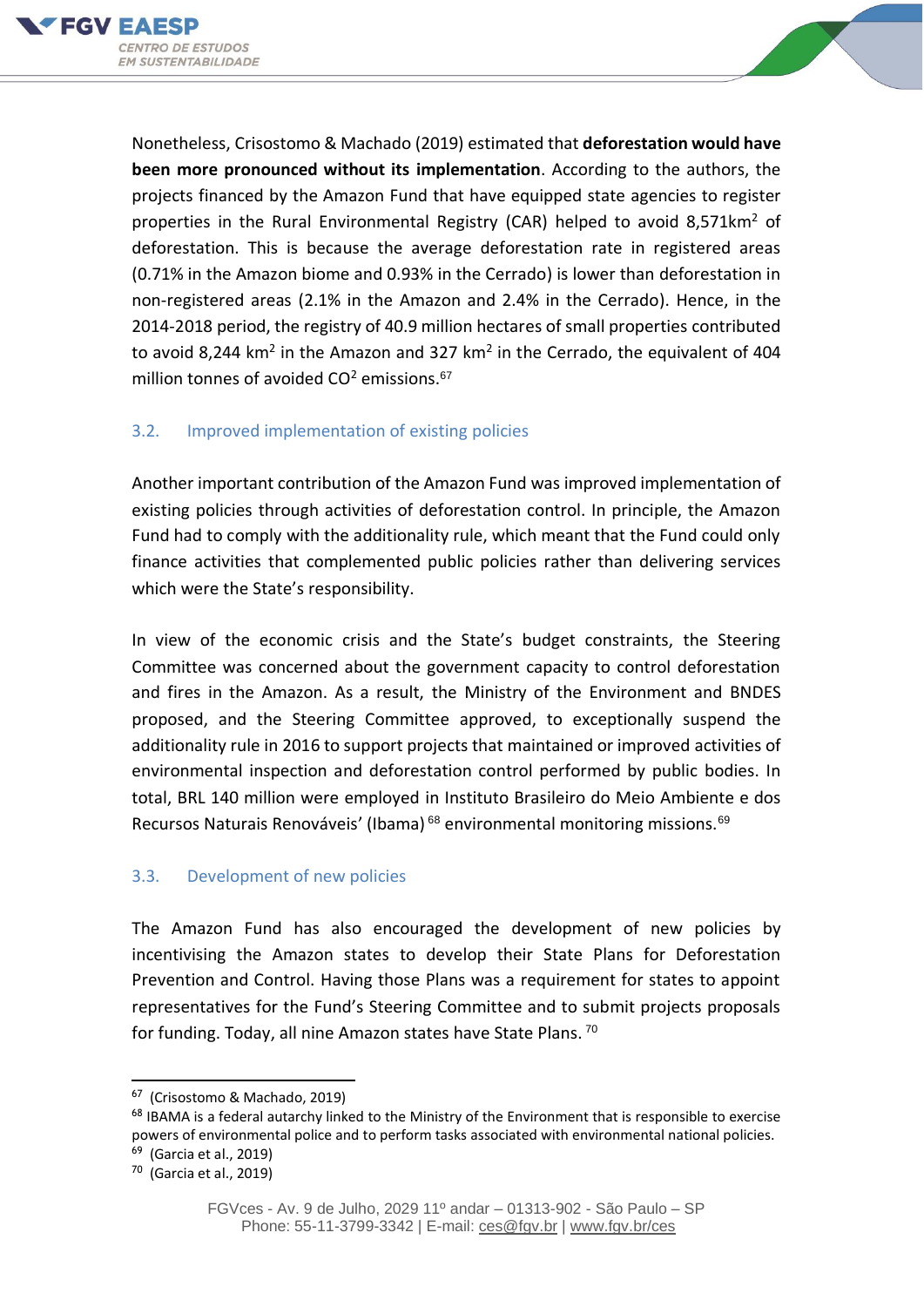Nonetheless, Crisostomo & Machado (2019) estimated that **deforestation would have been more pronounced without its implementation**. According to the authors, the projects financed by the Amazon Fund that have equipped state agencies to register properties in the Rural Environmental Registry (CAR) helped to avoid 8,571km$^2$ of deforestation. This is because the average deforestation rate in registered areas (0.71% in the Amazon biome and 0.93% in the Cerrado) is lower than deforestation in non-registered areas (2.1% in the Amazon and 2.4% in the Cerrado). Hence, in the 2014-2018 period, the registry of 40.9 million hectares of small properties contributed to avoid 8,244 km$^2$ in the Amazon and 327 km$^2$ in the Cerrado, the equivalent of 404 million tonnes of avoided $CO^2$ emissions.[67]

### 3.2. Improved implementation of existing policies

Another important contribution of the Amazon Fund was improved implementation of existing policies through activities of deforestation control. In principle, the Amazon Fund had to comply with the additionality rule, which meant that the Fund could only finance activities that complemented public policies rather than delivering services which were the State's responsibility.

In view of the economic crisis and the State's budget constraints, the Steering Committee was concerned about the government capacity to control deforestation and fires in the Amazon. As a result, the Ministry of the Environment and BNDES proposed, and the Steering Committee approved, to exceptionally suspend the additionality rule in 2016 to support projects that maintained or improved activities of environmental inspection and deforestation control performed by public bodies. In total, BRL 140 million were employed in Instituto Brasileiro do Meio Ambiente e dos Recursos Naturais Renováveis' (Ibama)[68] environmental monitoring missions.[69]

### 3.3. Development of new policies

The Amazon Fund has also encouraged the development of new policies by incentivising the Amazon states to develop their State Plans for Deforestation Prevention and Control. Having those Plans was a requirement for states to appoint representatives for the Fund's Steering Committee and to submit projects proposals for funding. Today, all nine Amazon states have State Plans.[70]

---

[67] (Crisostomo & Machado, 2019)

[68] IBAMA is a federal autarchy linked to the Ministry of the Environment that is responsible to exercise powers of environmental police and to perform tasks associated with environmental national policies.

[69] (Garcia et al., 2019)

[70] (Garcia et al., 2019)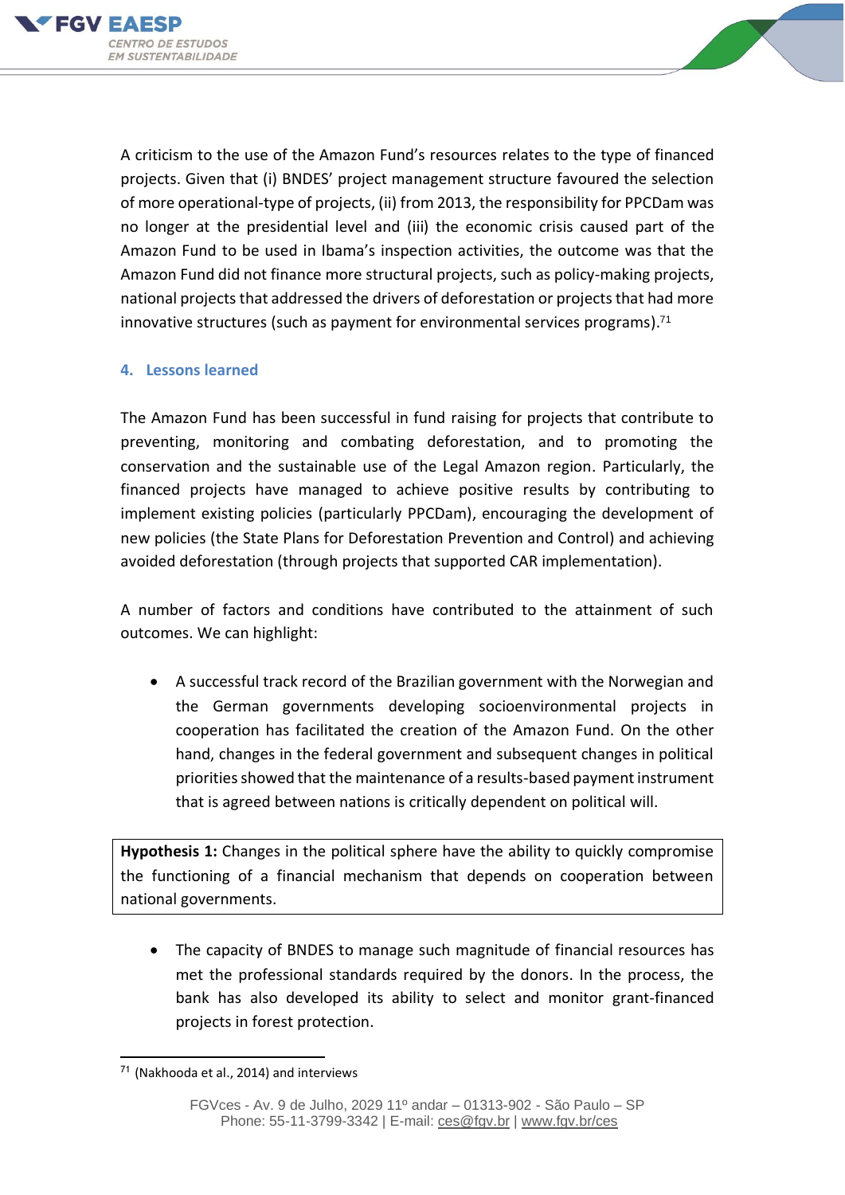A criticism to the use of the Amazon Fund's resources relates to the type of financed projects. Given that (i) BNDES' project management structure favoured the selection of more operational-type of projects, (ii) from 2013, the responsibility for PPCDam was no longer at the presidential level and (iii) the economic crisis caused part of the Amazon Fund to be used in Ibama's inspection activities, the outcome was that the Amazon Fund did not finance more structural projects, such as policy-making projects, national projects that addressed the drivers of deforestation or projects that had more innovative structures (such as payment for environmental services programs).[71]

## 4. Lessons learned

The Amazon Fund has been successful in fund raising for projects that contribute to preventing, monitoring and combating deforestation, and to promoting the conservation and the sustainable use of the Legal Amazon region. Particularly, the financed projects have managed to achieve positive results by contributing to implement existing policies (particularly PPCDam), encouraging the development of new policies (the State Plans for Deforestation Prevention and Control) and achieving avoided deforestation (through projects that supported CAR implementation).

A number of factors and conditions have contributed to the attainment of such outcomes. We can highlight:

- A successful track record of the Brazilian government with the Norwegian and the German governments developing socioenvironmental projects in cooperation has facilitated the creation of the Amazon Fund. On the other hand, changes in the federal government and subsequent changes in political priorities showed that the maintenance of a results-based payment instrument that is agreed between nations is critically dependent on political will.

**Hypothesis 1:** Changes in the political sphere have the ability to quickly compromise the functioning of a financial mechanism that depends on cooperation between national governments.

- The capacity of BNDES to manage such magnitude of financial resources has met the professional standards required by the donors. In the process, the bank has also developed its ability to select and monitor grant-financed projects in forest protection.

[71] (Nakhooda et al., 2014) and interviews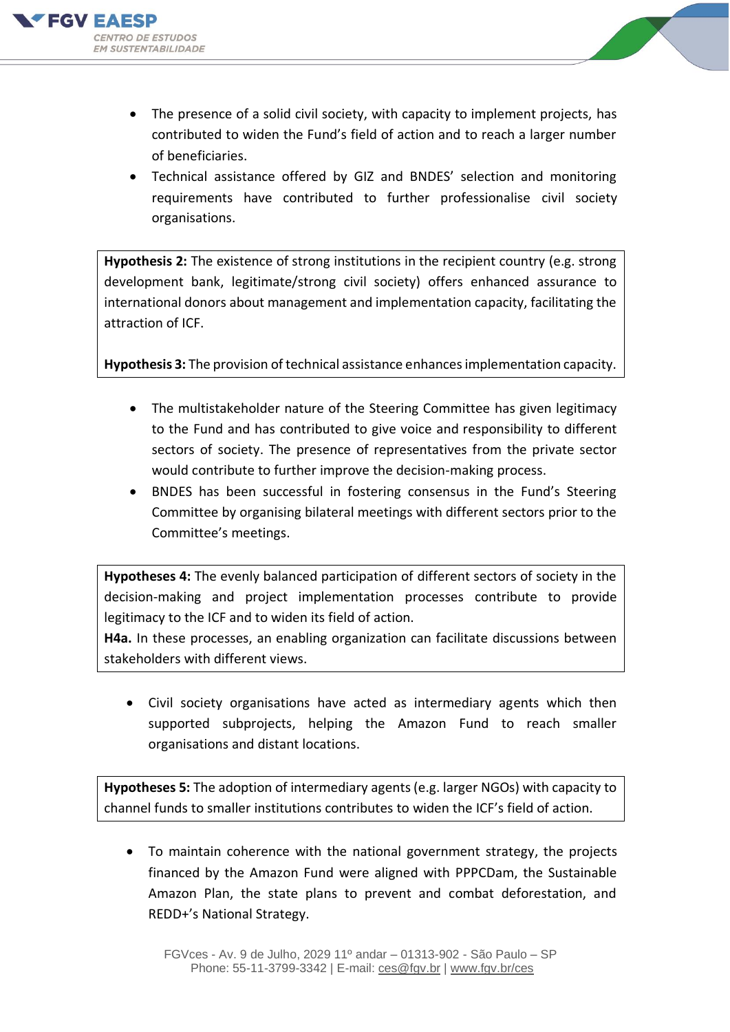- The presence of a solid civil society, with capacity to implement projects, has contributed to widen the Fund's field of action and to reach a larger number of beneficiaries.
- Technical assistance offered by GIZ and BNDES' selection and monitoring requirements have contributed to further professionalise civil society organisations.

**Hypothesis 2:** The existence of strong institutions in the recipient country (e.g. strong development bank, legitimate/strong civil society) offers enhanced assurance to international donors about management and implementation capacity, facilitating the attraction of ICF.

**Hypothesis 3:** The provision of technical assistance enhances implementation capacity.

- The multistakeholder nature of the Steering Committee has given legitimacy to the Fund and has contributed to give voice and responsibility to different sectors of society. The presence of representatives from the private sector would contribute to further improve the decision-making process.
- BNDES has been successful in fostering consensus in the Fund's Steering Committee by organising bilateral meetings with different sectors prior to the Committee's meetings.

**Hypotheses 4:** The evenly balanced participation of different sectors of society in the decision-making and project implementation processes contribute to provide legitimacy to the ICF and to widen its field of action.
**H4a.** In these processes, an enabling organization can facilitate discussions between stakeholders with different views.

- Civil society organisations have acted as intermediary agents which then supported subprojects, helping the Amazon Fund to reach smaller organisations and distant locations.

**Hypotheses 5:** The adoption of intermediary agents (e.g. larger NGOs) with capacity to channel funds to smaller institutions contributes to widen the ICF's field of action.

- To maintain coherence with the national government strategy, the projects financed by the Amazon Fund were aligned with PPPCDam, the Sustainable Amazon Plan, the state plans to prevent and combat deforestation, and REDD+'s National Strategy.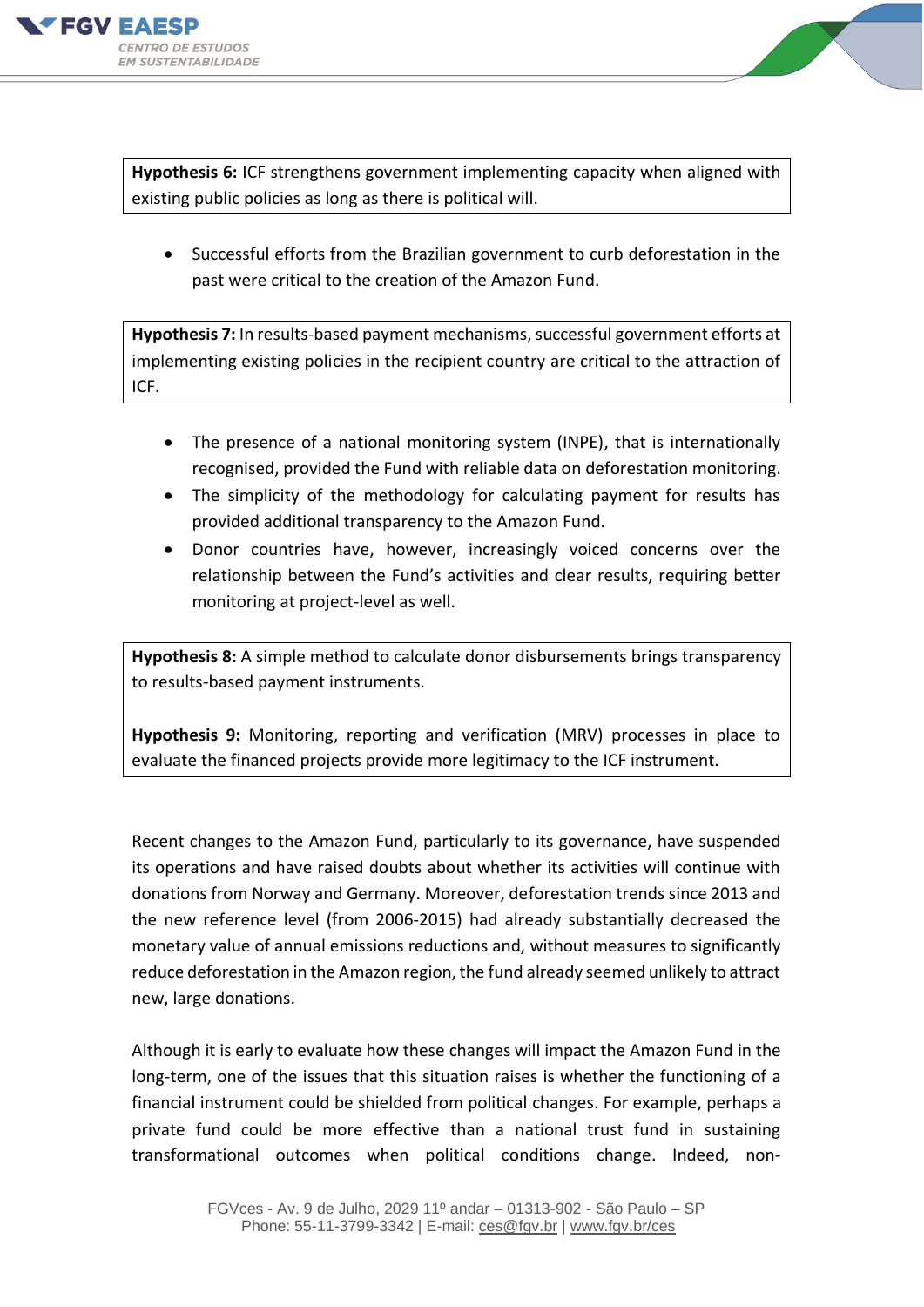**Hypothesis 6:** ICF strengthens government implementing capacity when aligned with existing public policies as long as there is political will.

- Successful efforts from the Brazilian government to curb deforestation in the past were critical to the creation of the Amazon Fund.

**Hypothesis 7:** In results-based payment mechanisms, successful government efforts at implementing existing policies in the recipient country are critical to the attraction of ICF.

- The presence of a national monitoring system (INPE), that is internationally recognised, provided the Fund with reliable data on deforestation monitoring.
- The simplicity of the methodology for calculating payment for results has provided additional transparency to the Amazon Fund.
- Donor countries have, however, increasingly voiced concerns over the relationship between the Fund's activities and clear results, requiring better monitoring at project-level as well.

**Hypothesis 8:** A simple method to calculate donor disbursements brings transparency to results-based payment instruments.

**Hypothesis 9:** Monitoring, reporting and verification (MRV) processes in place to evaluate the financed projects provide more legitimacy to the ICF instrument.

Recent changes to the Amazon Fund, particularly to its governance, have suspended its operations and have raised doubts about whether its activities will continue with donations from Norway and Germany. Moreover, deforestation trends since 2013 and the new reference level (from 2006-2015) had already substantially decreased the monetary value of annual emissions reductions and, without measures to significantly reduce deforestation in the Amazon region, the fund already seemed unlikely to attract new, large donations.

Although it is early to evaluate how these changes will impact the Amazon Fund in the long-term, one of the issues that this situation raises is whether the functioning of a financial instrument could be shielded from political changes. For example, perhaps a private fund could be more effective than a national trust fund in sustaining transformational outcomes when political conditions change. Indeed, non-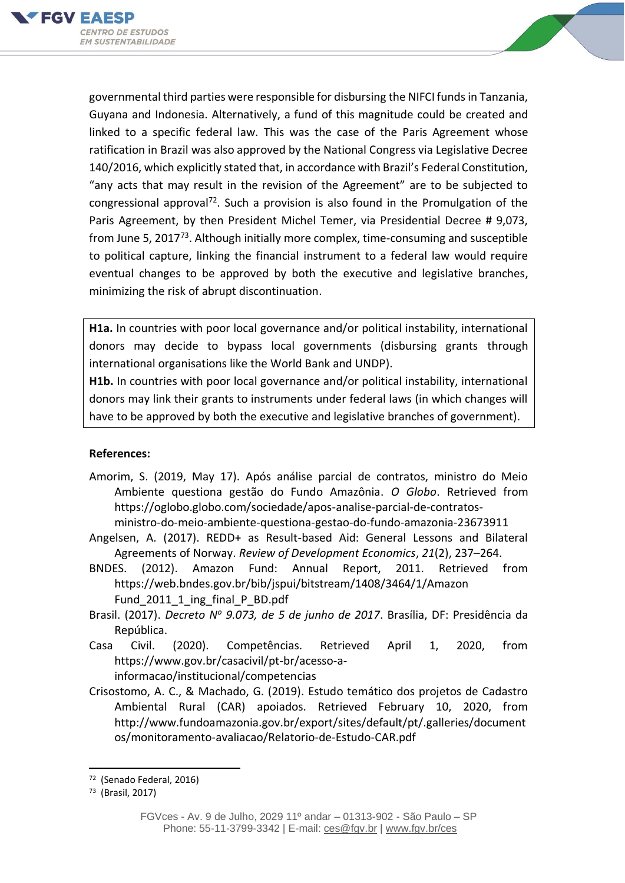governmental third parties were responsible for disbursing the NIFCI funds in Tanzania, Guyana and Indonesia. Alternatively, a fund of this magnitude could be created and linked to a specific federal law. This was the case of the Paris Agreement whose ratification in Brazil was also approved by the National Congress via Legislative Decree 140/2016, which explicitly stated that, in accordance with Brazil's Federal Constitution, "any acts that may result in the revision of the Agreement" are to be subjected to congressional approval[72]. Such a provision is also found in the Promulgation of the Paris Agreement, by then President Michel Temer, via Presidential Decree # 9,073, from June 5, 2017[73]. Although initially more complex, time-consuming and susceptible to political capture, linking the financial instrument to a federal law would require eventual changes to be approved by both the executive and legislative branches, minimizing the risk of abrupt discontinuation.

> **H1a.** In countries with poor local governance and/or political instability, international donors may decide to bypass local governments (disbursing grants through international organisations like the World Bank and UNDP).
>
> **H1b.** In countries with poor local governance and/or political instability, international donors may link their grants to instruments under federal laws (in which changes will have to be approved by both the executive and legislative branches of government).

**References:**

Amorim, S. (2019, May 17). Após análise parcial de contratos, ministro do Meio Ambiente questiona gestão do Fundo Amazônia. *O Globo*. Retrieved from https://oglobo.globo.com/sociedade/apos-analise-parcial-de-contratos-ministro-do-meio-ambiente-questiona-gestao-do-fundo-amazonia-23673911

Angelsen, A. (2017). REDD+ as Result-based Aid: General Lessons and Bilateral Agreements of Norway. *Review of Development Economics*, *21*(2), 237–264.

BNDES. (2012). Amazon Fund: Annual Report, 2011. Retrieved from https://web.bndes.gov.br/bib/jspui/bitstream/1408/3464/1/Amazon Fund_2011_1_ing_final_P_BD.pdf

Brasil. (2017). *Decreto Nº 9.073, de 5 de junho de 2017*. Brasília, DF: Presidência da República.

Casa Civil. (2020). Competências. Retrieved April 1, 2020, from https://www.gov.br/casacivil/pt-br/acesso-a-informacao/institucional/competencias

Crisostomo, A. C., & Machado, G. (2019). Estudo temático dos projetos de Cadastro Ambiental Rural (CAR) apoiados. Retrieved February 10, 2020, from http://www.fundoamazonia.gov.br/export/sites/default/pt/.galleries/documentos/monitoramento-avaliacao/Relatorio-de-Estudo-CAR.pdf

---

[72] (Senado Federal, 2016)

[73] (Brasil, 2017)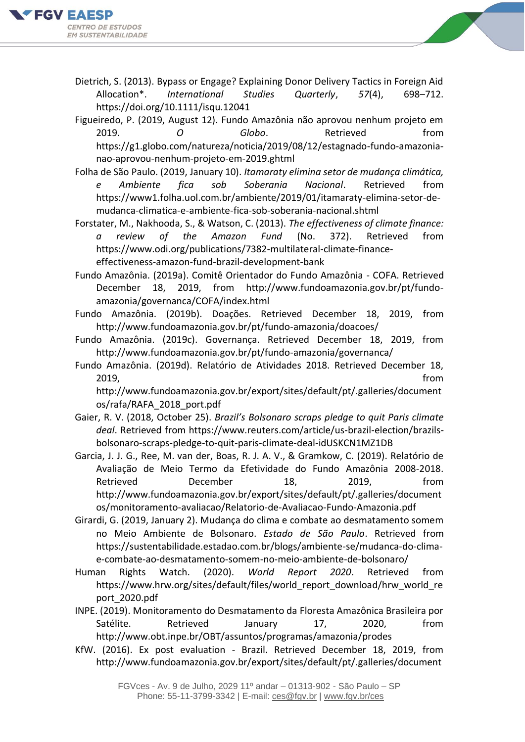Dietrich, S. (2013). Bypass or Engage? Explaining Donor Delivery Tactics in Foreign Aid Allocation*. *International Studies Quarterly*, *57*(4), 698–712. https://doi.org/10.1111/isqu.12041

Figueiredo, P. (2019, August 12). Fundo Amazônia não aprovou nenhum projeto em 2019. *O Globo*. Retrieved from https://g1.globo.com/natureza/noticia/2019/08/12/estagnado-fundo-amazonia-nao-aprovou-nenhum-projeto-em-2019.ghtml

Folha de São Paulo. (2019, January 10). *Itamaraty elimina setor de mudança climática, e Ambiente fica sob Soberania Nacional*. Retrieved from https://www1.folha.uol.com.br/ambiente/2019/01/itamaraty-elimina-setor-de-mudanca-climatica-e-ambiente-fica-sob-soberania-nacional.shtml

Forstater, M., Nakhooda, S., & Watson, C. (2013). *The effectiveness of climate finance: a review of the Amazon Fund* (No. 372). Retrieved from https://www.odi.org/publications/7382-multilateral-climate-finance-effectiveness-amazon-fund-brazil-development-bank

Fundo Amazônia. (2019a). Comitê Orientador do Fundo Amazônia - COFA. Retrieved December 18, 2019, from http://www.fundoamazonia.gov.br/pt/fundo-amazonia/governanca/COFA/index.html

Fundo Amazônia. (2019b). Doações. Retrieved December 18, 2019, from http://www.fundoamazonia.gov.br/pt/fundo-amazonia/doacoes/

Fundo Amazônia. (2019c). Governança. Retrieved December 18, 2019, from http://www.fundoamazonia.gov.br/pt/fundo-amazonia/governanca/

Fundo Amazônia. (2019d). Relatório de Atividades 2018. Retrieved December 18, 2019, from http://www.fundoamazonia.gov.br/export/sites/default/pt/.galleries/documentos/rafa/RAFA_2018_port.pdf

Gaier, R. V. (2018, October 25). *Brazil's Bolsonaro scraps pledge to quit Paris climate deal*. Retrieved from https://www.reuters.com/article/us-brazil-election/brazils-bolsonaro-scraps-pledge-to-quit-paris-climate-deal-idUSKCN1MZ1DB

Garcia, J. J. G., Ree, M. van der, Boas, R. J. A. V., & Gramkow, C. (2019). Relatório de Avaliação de Meio Termo da Efetividade do Fundo Amazônia 2008-2018. Retrieved December 18, 2019, from http://www.fundoamazonia.gov.br/export/sites/default/pt/.galleries/documentos/monitoramento-avaliacao/Relatorio-de-Avaliacao-Fundo-Amazonia.pdf

Girardi, G. (2019, January 2). Mudança do clima e combate ao desmatamento somem no Meio Ambiente de Bolsonaro. *Estado de São Paulo*. Retrieved from https://sustentabilidade.estadao.com.br/blogs/ambiente-se/mudanca-do-clima-e-combate-ao-desmatamento-somem-no-meio-ambiente-de-bolsonaro/

Human Rights Watch. (2020). *World Report 2020*. Retrieved from https://www.hrw.org/sites/default/files/world_report_download/hrw_world_report_2020.pdf

INPE. (2019). Monitoramento do Desmatamento da Floresta Amazônica Brasileira por Satélite. Retrieved January 17, 2020, from http://www.obt.inpe.br/OBT/assuntos/programas/amazonia/prodes

KfW. (2016). Ex post evaluation - Brazil. Retrieved December 18, 2019, from http://www.fundoamazonia.gov.br/export/sites/default/pt/.galleries/document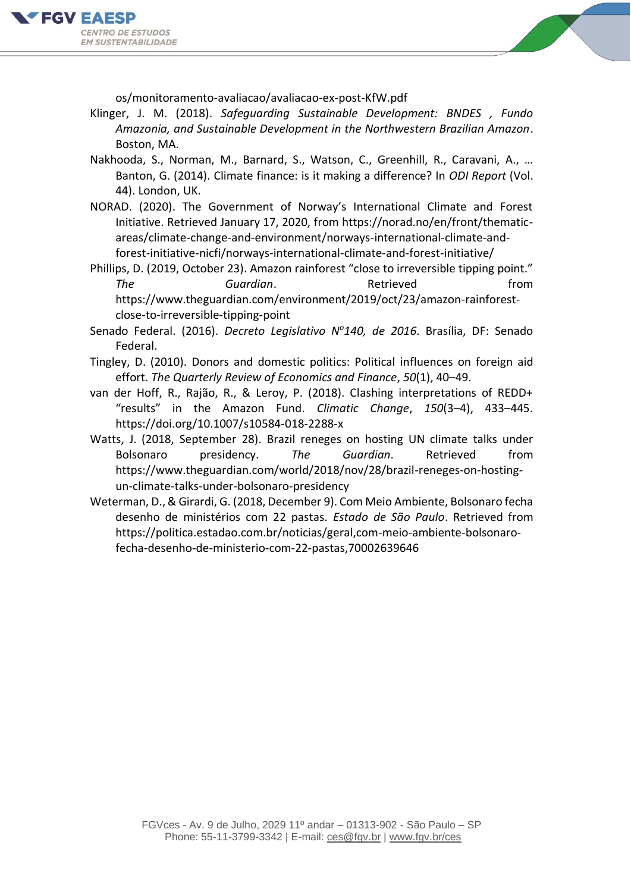os/monitoramento-avaliacao/avaliacao-ex-post-KfW.pdf

Klinger, J. M. (2018). *Safeguarding Sustainable Development: BNDES , Fundo Amazonia, and Sustainable Development in the Northwestern Brazilian Amazon*. Boston, MA.

Nakhooda, S., Norman, M., Barnard, S., Watson, C., Greenhill, R., Caravani, A., … Banton, G. (2014). Climate finance: is it making a difference? In *ODI Report* (Vol. 44). London, UK.

NORAD. (2020). The Government of Norway's International Climate and Forest Initiative. Retrieved January 17, 2020, from https://norad.no/en/front/thematic-areas/climate-change-and-environment/norways-international-climate-and-forest-initiative-nicfi/norways-international-climate-and-forest-initiative/

Phillips, D. (2019, October 23). Amazon rainforest "close to irreversible tipping point." *The Guardian*. Retrieved from https://www.theguardian.com/environment/2019/oct/23/amazon-rainforest-close-to-irreversible-tipping-point

Senado Federal. (2016). *Decreto Legislativo Nº140, de 2016*. Brasília, DF: Senado Federal.

Tingley, D. (2010). Donors and domestic politics: Political influences on foreign aid effort. *The Quarterly Review of Economics and Finance*, *50*(1), 40–49.

van der Hoff, R., Rajão, R., & Leroy, P. (2018). Clashing interpretations of REDD+ "results" in the Amazon Fund. *Climatic Change*, *150*(3–4), 433–445. https://doi.org/10.1007/s10584-018-2288-x

Watts, J. (2018, September 28). Brazil reneges on hosting UN climate talks under Bolsonaro presidency. *The Guardian*. Retrieved from https://www.theguardian.com/world/2018/nov/28/brazil-reneges-on-hosting-un-climate-talks-under-bolsonaro-presidency

Weterman, D., & Girardi, G. (2018, December 9). Com Meio Ambiente, Bolsonaro fecha desenho de ministérios com 22 pastas. *Estado de São Paulo*. Retrieved from https://politica.estadao.com.br/noticias/geral,com-meio-ambiente-bolsonaro-fecha-desenho-de-ministerio-com-22-pastas,70002639646